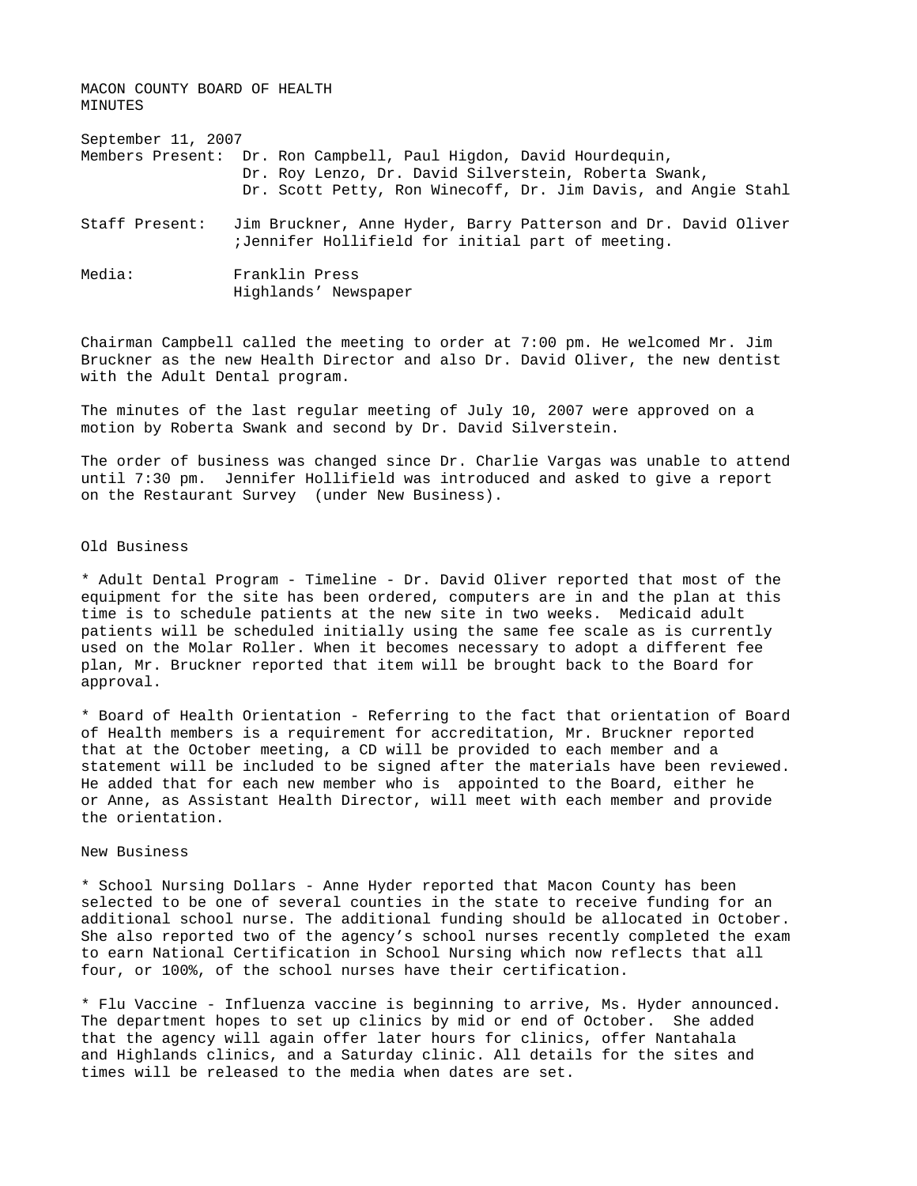MACON COUNTY BOARD OF HEALTH
MINUTES

September 11, 2007

Members Present: Dr. Ron Campbell, Paul Higdon, David Hourdequin, Dr. Roy Lenzo, Dr. David Silverstein, Roberta Swank, Dr. Scott Petty, Ron Winecoff, Dr. Jim Davis, and Angie Stahl

Staff Present: Jim Bruckner, Anne Hyder, Barry Patterson and Dr. David Oliver ;Jennifer Hollifield for initial part of meeting.

Media: Franklin Press
Highlands' Newspaper

Chairman Campbell called the meeting to order at 7:00 pm. He welcomed Mr. Jim Bruckner as the new Health Director and also Dr. David Oliver, the new dentist with the Adult Dental program.

The minutes of the last regular meeting of July 10, 2007 were approved on a motion by Roberta Swank and second by Dr. David Silverstein.

The order of business was changed since Dr. Charlie Vargas was unable to attend until 7:30 pm. Jennifer Hollifield was introduced and asked to give a report on the Restaurant Survey (under New Business).

Old Business

* Adult Dental Program - Timeline - Dr. David Oliver reported that most of the equipment for the site has been ordered, computers are in and the plan at this time is to schedule patients at the new site in two weeks. Medicaid adult patients will be scheduled initially using the same fee scale as is currently used on the Molar Roller. When it becomes necessary to adopt a different fee plan, Mr. Bruckner reported that item will be brought back to the Board for approval.

* Board of Health Orientation - Referring to the fact that orientation of Board of Health members is a requirement for accreditation, Mr. Bruckner reported that at the October meeting, a CD will be provided to each member and a statement will be included to be signed after the materials have been reviewed. He added that for each new member who is appointed to the Board, either he or Anne, as Assistant Health Director, will meet with each member and provide the orientation.

New Business

* School Nursing Dollars - Anne Hyder reported that Macon County has been selected to be one of several counties in the state to receive funding for an additional school nurse. The additional funding should be allocated in October. She also reported two of the agency's school nurses recently completed the exam to earn National Certification in School Nursing which now reflects that all four, or 100%, of the school nurses have their certification.

* Flu Vaccine - Influenza vaccine is beginning to arrive, Ms. Hyder announced. The department hopes to set up clinics by mid or end of October. She added that the agency will again offer later hours for clinics, offer Nantahala and Highlands clinics, and a Saturday clinic. All details for the sites and times will be released to the media when dates are set.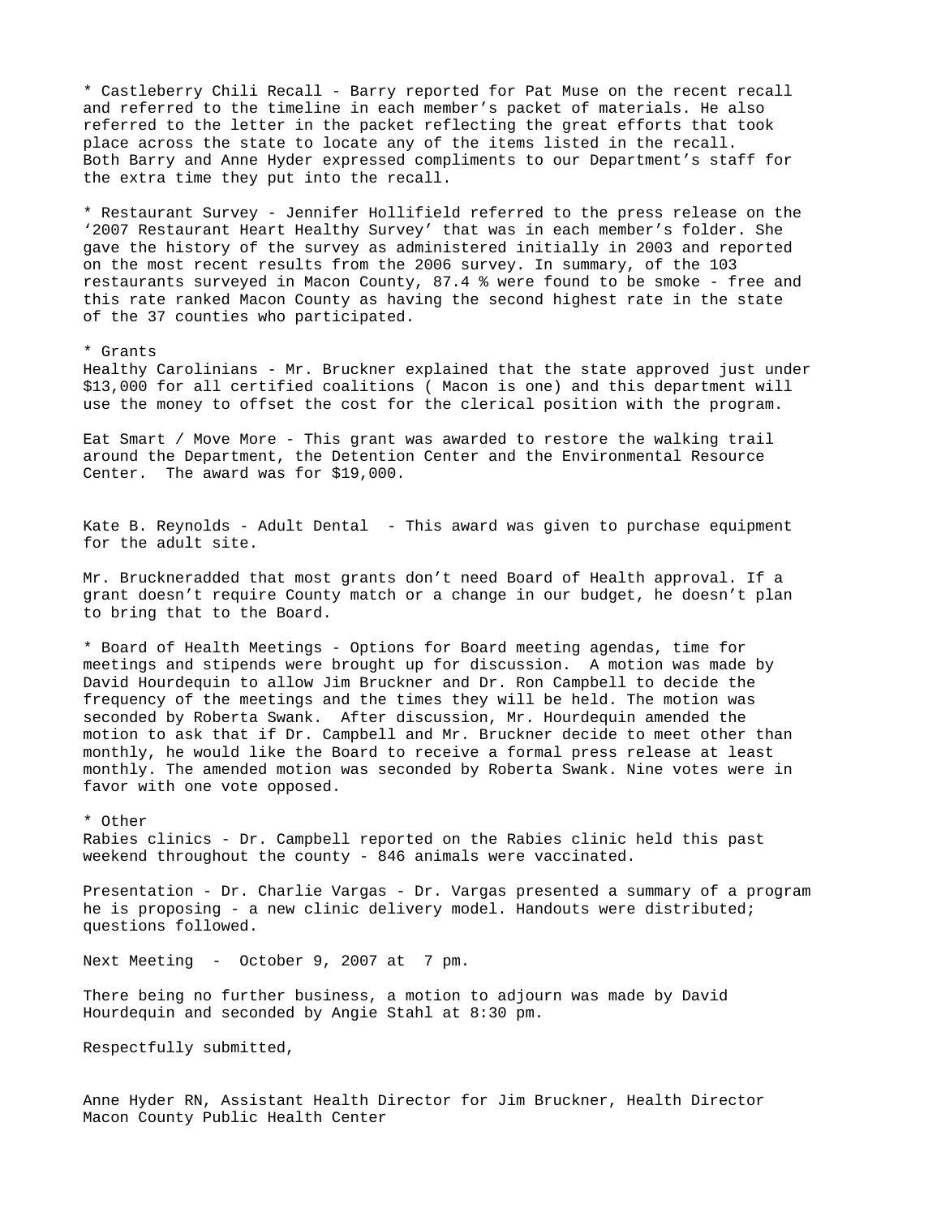* Castleberry Chili Recall - Barry reported for Pat Muse on the recent recall and referred to the timeline in each member's packet of materials. He also referred to the letter in the packet reflecting the great efforts that took place across the state to locate any of the items listed in the recall. Both Barry and Anne Hyder expressed compliments to our Department's staff for the extra time they put into the recall.

* Restaurant Survey - Jennifer Hollifield referred to the press release on the '2007 Restaurant Heart Healthy Survey' that was in each member's folder. She gave the history of the survey as administered initially in 2003 and reported on the most recent results from the 2006 survey. In summary, of the 103 restaurants surveyed in Macon County, 87.4 % were found to be smoke - free and this rate ranked Macon County as having the second highest rate in the state of the 37 counties who participated.

* Grants

Healthy Carolinians - Mr. Bruckner explained that the state approved just under $13,000 for all certified coalitions ( Macon is one) and this department will use the money to offset the cost for the clerical position with the program.

Eat Smart / Move More - This grant was awarded to restore the walking trail around the Department, the Detention Center and the Environmental Resource Center. The award was for $19,000.

Kate B. Reynolds - Adult Dental - This award was given to purchase equipment for the adult site.

Mr. Bruckneradded that most grants don't need Board of Health approval. If a grant doesn't require County match or a change in our budget, he doesn't plan to bring that to the Board.

* Board of Health Meetings - Options for Board meeting agendas, time for meetings and stipends were brought up for discussion. A motion was made by David Hourdequin to allow Jim Bruckner and Dr. Ron Campbell to decide the frequency of the meetings and the times they will be held. The motion was seconded by Roberta Swank. After discussion, Mr. Hourdequin amended the motion to ask that if Dr. Campbell and Mr. Bruckner decide to meet other than monthly, he would like the Board to receive a formal press release at least monthly. The amended motion was seconded by Roberta Swank. Nine votes were in favor with one vote opposed.

* Other

Rabies clinics - Dr. Campbell reported on the Rabies clinic held this past weekend throughout the county - 846 animals were vaccinated.

Presentation - Dr. Charlie Vargas - Dr. Vargas presented a summary of a program he is proposing - a new clinic delivery model. Handouts were distributed; questions followed.

Next Meeting - October 9, 2007 at 7 pm.

There being no further business, a motion to adjourn was made by David Hourdequin and seconded by Angie Stahl at 8:30 pm.

Respectfully submitted,

Anne Hyder RN, Assistant Health Director for Jim Bruckner, Health Director
Macon County Public Health Center